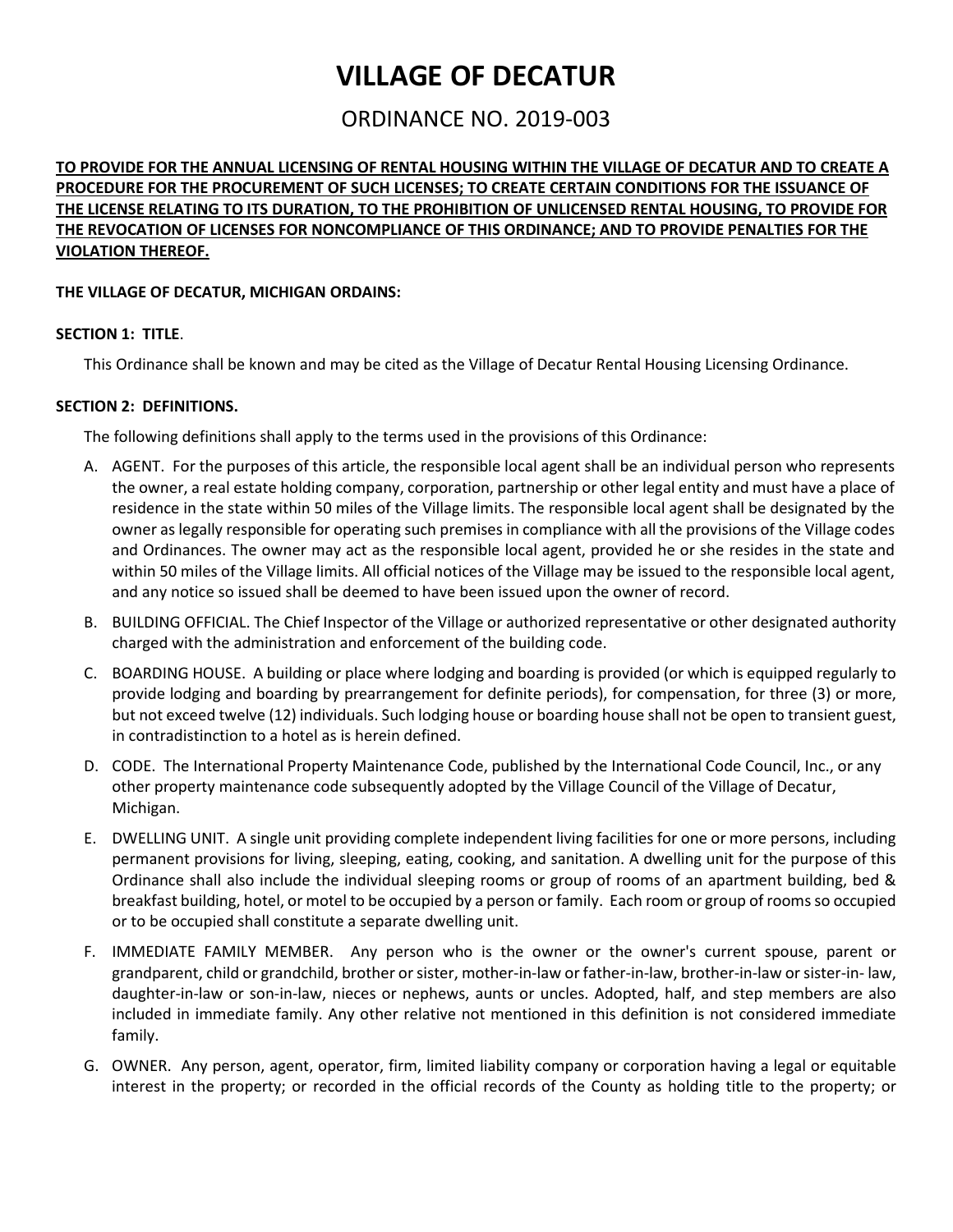# VILLAGE OF DECATUR

## ORDINANCE NO. 2019-003

**TO PROVIDE FOR THE ANNUAL LICENSING OF RENTAL HOUSING WITHIN THE VILLAGE OF DECATUR AND TO CREATE A PROCEDURE FOR THE PROCUREMENT OF SUCH LICENSES; TO CREATE CERTAIN CONDITIONS FOR THE ISSUANCE OF THE LICENSE RELATING TO ITS DURATION, TO THE PROHIBITION OF UNLICENSED RENTAL HOUSING, TO PROVIDE FOR THE REVOCATION OF LICENSES FOR NONCOMPLIANCE OF THIS ORDINANCE; AND TO PROVIDE PENALTIES FOR THE VIOLATION THEREOF.**

**THE VILLAGE OF DECATUR, MICHIGAN ORDAINS:**

**SECTION 1: TITLE**.

This Ordinance shall be known and may be cited as the Village of Decatur Rental Housing Licensing Ordinance.

**SECTION 2: DEFINITIONS.**

The following definitions shall apply to the terms used in the provisions of this Ordinance:

A. AGENT. For the purposes of this article, the responsible local agent shall be an individual person who represents the owner, a real estate holding company, corporation, partnership or other legal entity and must have a place of residence in the state within 50 miles of the Village limits. The responsible local agent shall be designated by the owner as legally responsible for operating such premises in compliance with all the provisions of the Village codes and Ordinances. The owner may act as the responsible local agent, provided he or she resides in the state and within 50 miles of the Village limits. All official notices of the Village may be issued to the responsible local agent, and any notice so issued shall be deemed to have been issued upon the owner of record.

B. BUILDING OFFICIAL. The Chief Inspector of the Village or authorized representative or other designated authority charged with the administration and enforcement of the building code.

C. BOARDING HOUSE. A building or place where lodging and boarding is provided (or which is equipped regularly to provide lodging and boarding by prearrangement for definite periods), for compensation, for three (3) or more, but not exceed twelve (12) individuals. Such lodging house or boarding house shall not be open to transient guest, in contradistinction to a hotel as is herein defined.

D. CODE. The International Property Maintenance Code, published by the International Code Council, Inc., or any other property maintenance code subsequently adopted by the Village Council of the Village of Decatur, Michigan.

E. DWELLING UNIT. A single unit providing complete independent living facilities for one or more persons, including permanent provisions for living, sleeping, eating, cooking, and sanitation. A dwelling unit for the purpose of this Ordinance shall also include the individual sleeping rooms or group of rooms of an apartment building, bed & breakfast building, hotel, or motel to be occupied by a person or family. Each room or group of rooms so occupied or to be occupied shall constitute a separate dwelling unit.

F. IMMEDIATE FAMILY MEMBER. Any person who is the owner or the owner's current spouse, parent or grandparent, child or grandchild, brother or sister, mother-in-law or father-in-law, brother-in-law or sister-in- law, daughter-in-law or son-in-law, nieces or nephews, aunts or uncles. Adopted, half, and step members are also included in immediate family. Any other relative not mentioned in this definition is not considered immediate family.

G. OWNER. Any person, agent, operator, firm, limited liability company or corporation having a legal or equitable interest in the property; or recorded in the official records of the County as holding title to the property; or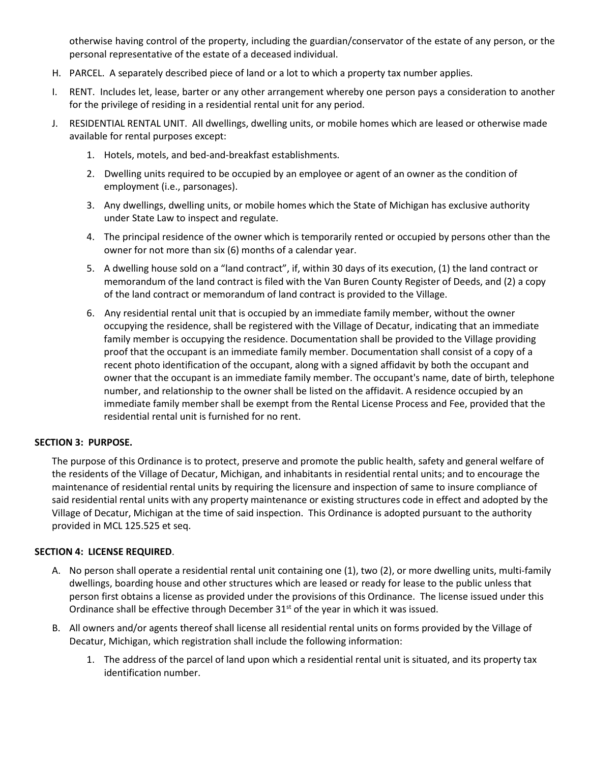otherwise having control of the property, including the guardian/conservator of the estate of any person, or the personal representative of the estate of a deceased individual.

H. PARCEL. A separately described piece of land or a lot to which a property tax number applies.

I. RENT. Includes let, lease, barter or any other arrangement whereby one person pays a consideration to another for the privilege of residing in a residential rental unit for any period.

J. RESIDENTIAL RENTAL UNIT. All dwellings, dwelling units, or mobile homes which are leased or otherwise made available for rental purposes except:

   1. Hotels, motels, and bed-and-breakfast establishments.
   2. Dwelling units required to be occupied by an employee or agent of an owner as the condition of employment (i.e., parsonages).
   3. Any dwellings, dwelling units, or mobile homes which the State of Michigan has exclusive authority under State Law to inspect and regulate.
   4. The principal residence of the owner which is temporarily rented or occupied by persons other than the owner for not more than six (6) months of a calendar year.
   5. A dwelling house sold on a "land contract", if, within 30 days of its execution, (1) the land contract or memorandum of the land contract is filed with the Van Buren County Register of Deeds, and (2) a copy of the land contract or memorandum of land contract is provided to the Village.
   6. Any residential rental unit that is occupied by an immediate family member, without the owner occupying the residence, shall be registered with the Village of Decatur, indicating that an immediate family member is occupying the residence. Documentation shall be provided to the Village providing proof that the occupant is an immediate family member. Documentation shall consist of a copy of a recent photo identification of the occupant, along with a signed affidavit by both the occupant and owner that the occupant is an immediate family member. The occupant's name, date of birth, telephone number, and relationship to the owner shall be listed on the affidavit. A residence occupied by an immediate family member shall be exempt from the Rental License Process and Fee, provided that the residential rental unit is furnished for no rent.

**SECTION 3: PURPOSE.**

The purpose of this Ordinance is to protect, preserve and promote the public health, safety and general welfare of the residents of the Village of Decatur, Michigan, and inhabitants in residential rental units; and to encourage the maintenance of residential rental units by requiring the licensure and inspection of same to insure compliance of said residential rental units with any property maintenance or existing structures code in effect and adopted by the Village of Decatur, Michigan at the time of said inspection. This Ordinance is adopted pursuant to the authority provided in MCL 125.525 et seq.

**SECTION 4: LICENSE REQUIRED**.

A. No person shall operate a residential rental unit containing one (1), two (2), or more dwelling units, multi-family dwellings, boarding house and other structures which are leased or ready for lease to the public unless that person first obtains a license as provided under the provisions of this Ordinance. The license issued under this Ordinance shall be effective through December 31st of the year in which it was issued.

B. All owners and/or agents thereof shall license all residential rental units on forms provided by the Village of Decatur, Michigan, which registration shall include the following information:

   1. The address of the parcel of land upon which a residential rental unit is situated, and its property tax identification number.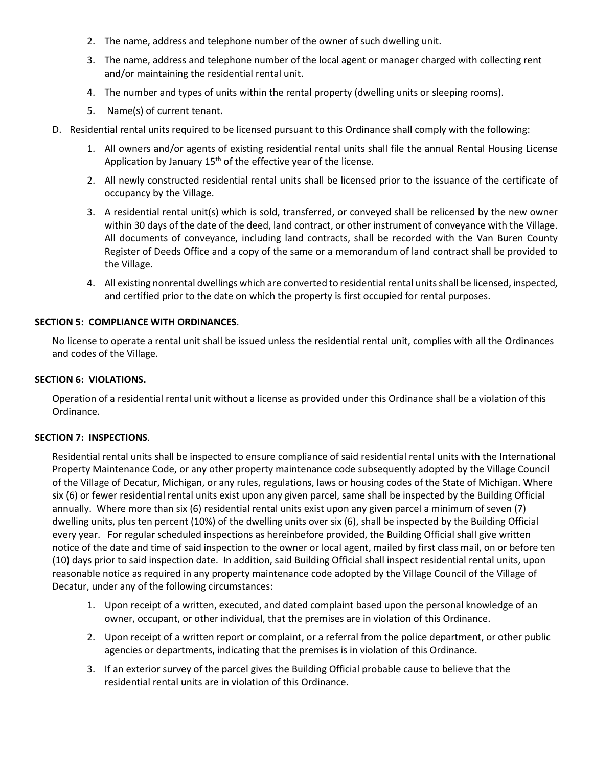2. The name, address and telephone number of the owner of such dwelling unit.
3. The name, address and telephone number of the local agent or manager charged with collecting rent and/or maintaining the residential rental unit.
4. The number and types of units within the rental property (dwelling units or sleeping rooms).
5. Name(s) of current tenant.

D. Residential rental units required to be licensed pursuant to this Ordinance shall comply with the following:

1. All owners and/or agents of existing residential rental units shall file the annual Rental Housing License Application by January 15th of the effective year of the license.
2. All newly constructed residential rental units shall be licensed prior to the issuance of the certificate of occupancy by the Village.
3. A residential rental unit(s) which is sold, transferred, or conveyed shall be relicensed by the new owner within 30 days of the date of the deed, land contract, or other instrument of conveyance with the Village. All documents of conveyance, including land contracts, shall be recorded with the Van Buren County Register of Deeds Office and a copy of the same or a memorandum of land contract shall be provided to the Village.
4. All existing nonrental dwellings which are converted to residential rental units shall be licensed, inspected, and certified prior to the date on which the property is first occupied for rental purposes.

**SECTION 5: COMPLIANCE WITH ORDINANCES**.

No license to operate a rental unit shall be issued unless the residential rental unit, complies with all the Ordinances and codes of the Village.

**SECTION 6: VIOLATIONS.**

Operation of a residential rental unit without a license as provided under this Ordinance shall be a violation of this Ordinance.

**SECTION 7: INSPECTIONS**.

Residential rental units shall be inspected to ensure compliance of said residential rental units with the International Property Maintenance Code, or any other property maintenance code subsequently adopted by the Village Council of the Village of Decatur, Michigan, or any rules, regulations, laws or housing codes of the State of Michigan. Where six (6) or fewer residential rental units exist upon any given parcel, same shall be inspected by the Building Official annually. Where more than six (6) residential rental units exist upon any given parcel a minimum of seven (7) dwelling units, plus ten percent (10%) of the dwelling units over six (6), shall be inspected by the Building Official every year. For regular scheduled inspections as hereinbefore provided, the Building Official shall give written notice of the date and time of said inspection to the owner or local agent, mailed by first class mail, on or before ten (10) days prior to said inspection date. In addition, said Building Official shall inspect residential rental units, upon reasonable notice as required in any property maintenance code adopted by the Village Council of the Village of Decatur, under any of the following circumstances:

1. Upon receipt of a written, executed, and dated complaint based upon the personal knowledge of an owner, occupant, or other individual, that the premises are in violation of this Ordinance.
2. Upon receipt of a written report or complaint, or a referral from the police department, or other public agencies or departments, indicating that the premises is in violation of this Ordinance.
3. If an exterior survey of the parcel gives the Building Official probable cause to believe that the residential rental units are in violation of this Ordinance.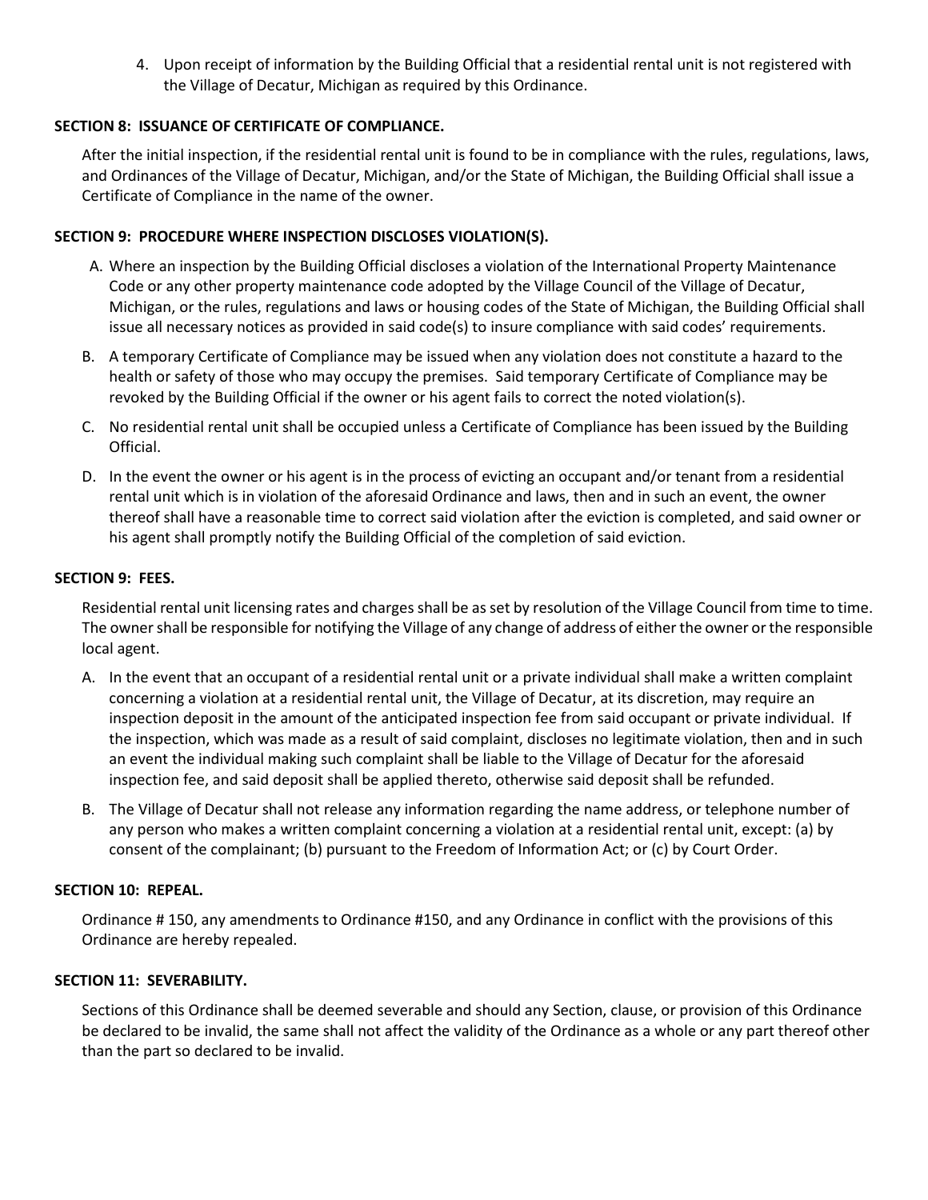4. Upon receipt of information by the Building Official that a residential rental unit is not registered with the Village of Decatur, Michigan as required by this Ordinance.

**SECTION 8: ISSUANCE OF CERTIFICATE OF COMPLIANCE.**

After the initial inspection, if the residential rental unit is found to be in compliance with the rules, regulations, laws, and Ordinances of the Village of Decatur, Michigan, and/or the State of Michigan, the Building Official shall issue a Certificate of Compliance in the name of the owner.

**SECTION 9: PROCEDURE WHERE INSPECTION DISCLOSES VIOLATION(S).**

A. Where an inspection by the Building Official discloses a violation of the International Property Maintenance Code or any other property maintenance code adopted by the Village Council of the Village of Decatur, Michigan, or the rules, regulations and laws or housing codes of the State of Michigan, the Building Official shall issue all necessary notices as provided in said code(s) to insure compliance with said codes' requirements.

B. A temporary Certificate of Compliance may be issued when any violation does not constitute a hazard to the health or safety of those who may occupy the premises. Said temporary Certificate of Compliance may be revoked by the Building Official if the owner or his agent fails to correct the noted violation(s).

C. No residential rental unit shall be occupied unless a Certificate of Compliance has been issued by the Building Official.

D. In the event the owner or his agent is in the process of evicting an occupant and/or tenant from a residential rental unit which is in violation of the aforesaid Ordinance and laws, then and in such an event, the owner thereof shall have a reasonable time to correct said violation after the eviction is completed, and said owner or his agent shall promptly notify the Building Official of the completion of said eviction.

**SECTION 9: FEES.**

Residential rental unit licensing rates and charges shall be as set by resolution of the Village Council from time to time. The owner shall be responsible for notifying the Village of any change of address of either the owner or the responsible local agent.

A. In the event that an occupant of a residential rental unit or a private individual shall make a written complaint concerning a violation at a residential rental unit, the Village of Decatur, at its discretion, may require an inspection deposit in the amount of the anticipated inspection fee from said occupant or private individual. If the inspection, which was made as a result of said complaint, discloses no legitimate violation, then and in such an event the individual making such complaint shall be liable to the Village of Decatur for the aforesaid inspection fee, and said deposit shall be applied thereto, otherwise said deposit shall be refunded.

B. The Village of Decatur shall not release any information regarding the name address, or telephone number of any person who makes a written complaint concerning a violation at a residential rental unit, except: (a) by consent of the complainant; (b) pursuant to the Freedom of Information Act; or (c) by Court Order.

**SECTION 10: REPEAL.**

Ordinance # 150, any amendments to Ordinance #150, and any Ordinance in conflict with the provisions of this Ordinance are hereby repealed.

**SECTION 11: SEVERABILITY.**

Sections of this Ordinance shall be deemed severable and should any Section, clause, or provision of this Ordinance be declared to be invalid, the same shall not affect the validity of the Ordinance as a whole or any part thereof other than the part so declared to be invalid.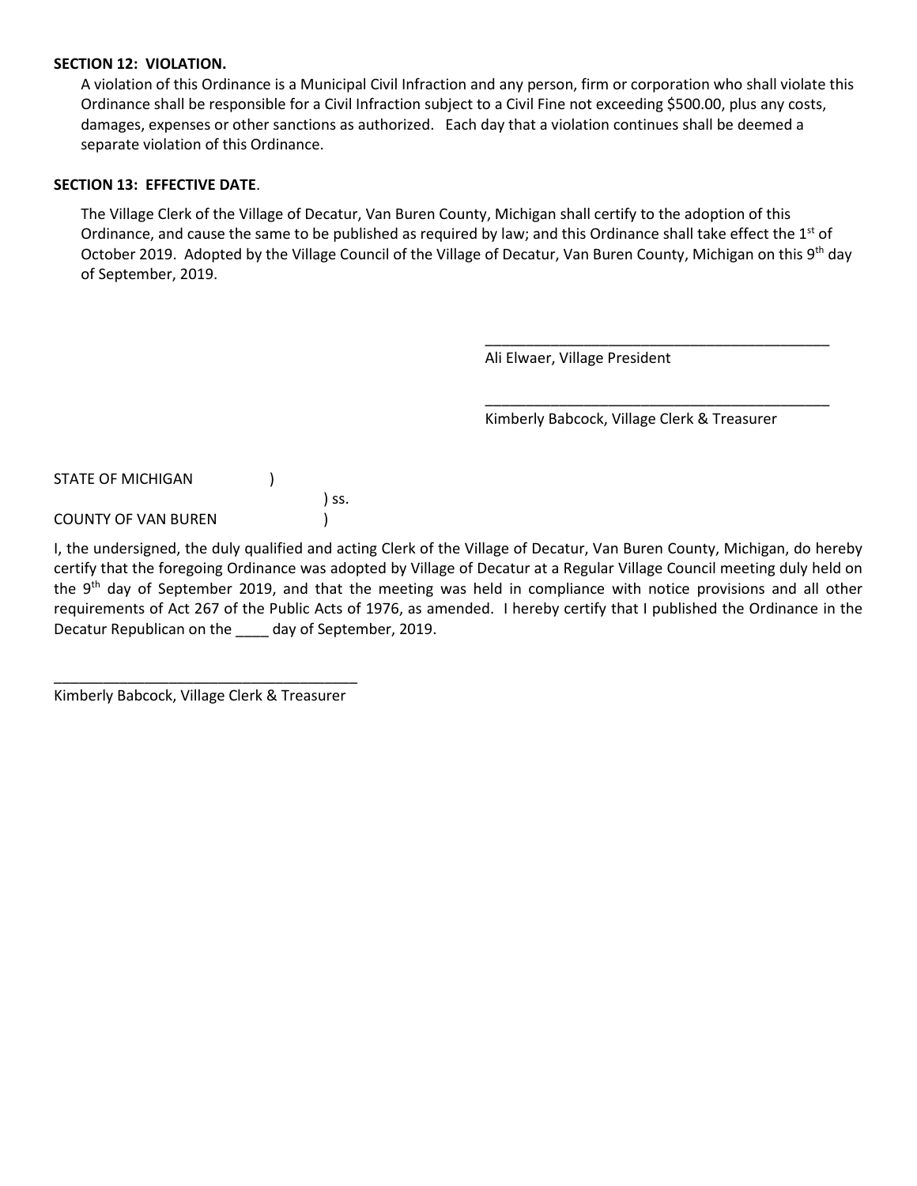**SECTION 12: VIOLATION.**

A violation of this Ordinance is a Municipal Civil Infraction and any person, firm or corporation who shall violate this Ordinance shall be responsible for a Civil Infraction subject to a Civil Fine not exceeding $500.00, plus any costs, damages, expenses or other sanctions as authorized. Each day that a violation continues shall be deemed a separate violation of this Ordinance.

**SECTION 13: EFFECTIVE DATE**.

The Village Clerk of the Village of Decatur, Van Buren County, Michigan shall certify to the adoption of this Ordinance, and cause the same to be published as required by law; and this Ordinance shall take effect the 1st of October 2019. Adopted by the Village Council of the Village of Decatur, Van Buren County, Michigan on this 9th day of September, 2019.

_____________________________________________
Ali Elwaer, Village President

_____________________________________________
Kimberly Babcock, Village Clerk & Treasurer

STATE OF MICHIGAN )
) ss.
COUNTY OF VAN BUREN )

I, the undersigned, the duly qualified and acting Clerk of the Village of Decatur, Van Buren County, Michigan, do hereby certify that the foregoing Ordinance was adopted by Village of Decatur at a Regular Village Council meeting duly held on the 9th day of September 2019, and that the meeting was held in compliance with notice provisions and all other requirements of Act 267 of the Public Acts of 1976, as amended. I hereby certify that I published the Ordinance in the Decatur Republican on the ____ day of September, 2019.

_______________________________________
Kimberly Babcock, Village Clerk & Treasurer